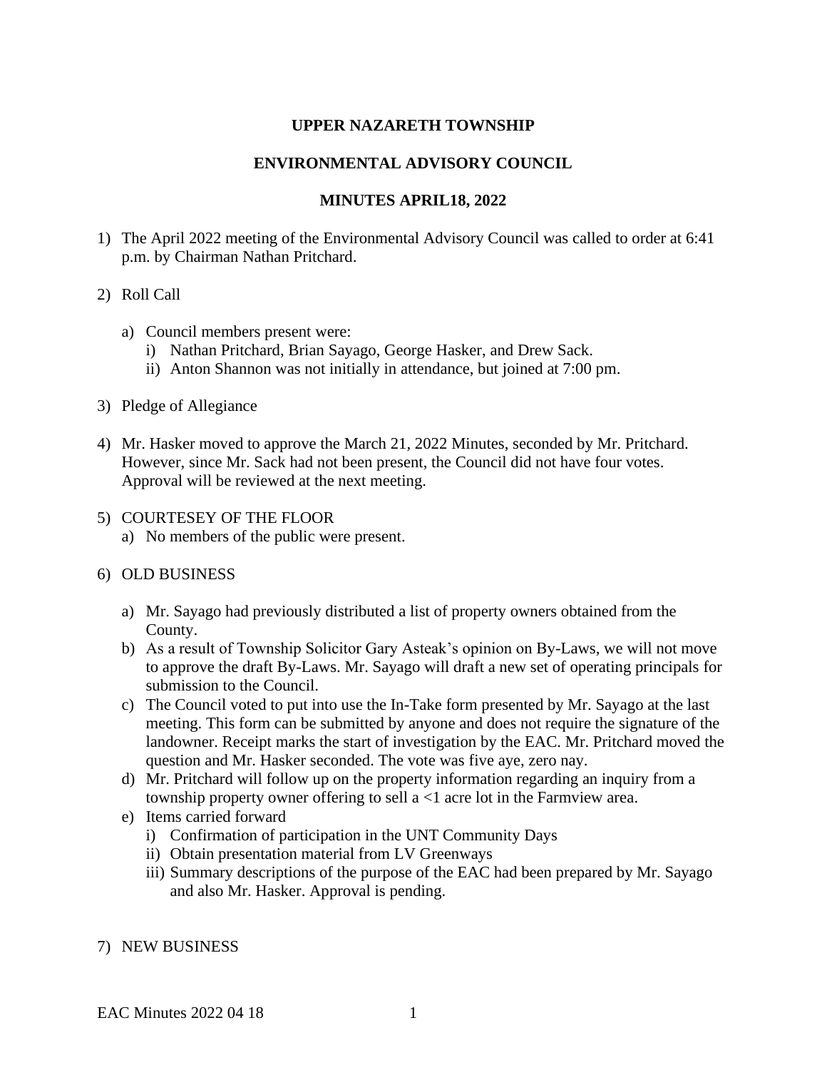**UPPER NAZARETH TOWNSHIP**

**ENVIRONMENTAL ADVISORY COUNCIL**

**MINUTES APRIL18, 2022**

1) The April 2022 meeting of the Environmental Advisory Council was called to order at 6:41 p.m. by Chairman Nathan Pritchard.

2) Roll Call

   a) Council members present were:
      i) Nathan Pritchard, Brian Sayago, George Hasker, and Drew Sack.
      ii) Anton Shannon was not initially in attendance, but joined at 7:00 pm.

3) Pledge of Allegiance

4) Mr. Hasker moved to approve the March 21, 2022 Minutes, seconded by Mr. Pritchard. However, since Mr. Sack had not been present, the Council did not have four votes. Approval will be reviewed at the next meeting.

5) COURTESEY OF THE FLOOR
   a) No members of the public were present.

6) OLD BUSINESS

   a) Mr. Sayago had previously distributed a list of property owners obtained from the County.
   b) As a result of Township Solicitor Gary Asteak's opinion on By-Laws, we will not move to approve the draft By-Laws. Mr. Sayago will draft a new set of operating principals for submission to the Council.
   c) The Council voted to put into use the In-Take form presented by Mr. Sayago at the last meeting. This form can be submitted by anyone and does not require the signature of the landowner. Receipt marks the start of investigation by the EAC. Mr. Pritchard moved the question and Mr. Hasker seconded. The vote was five aye, zero nay.
   d) Mr. Pritchard will follow up on the property information regarding an inquiry from a township property owner offering to sell a <1 acre lot in the Farmview area.
   e) Items carried forward
      i) Confirmation of participation in the UNT Community Days
      ii) Obtain presentation material from LV Greenways
      iii) Summary descriptions of the purpose of the EAC had been prepared by Mr. Sayago and also Mr. Hasker. Approval is pending.

7) NEW BUSINESS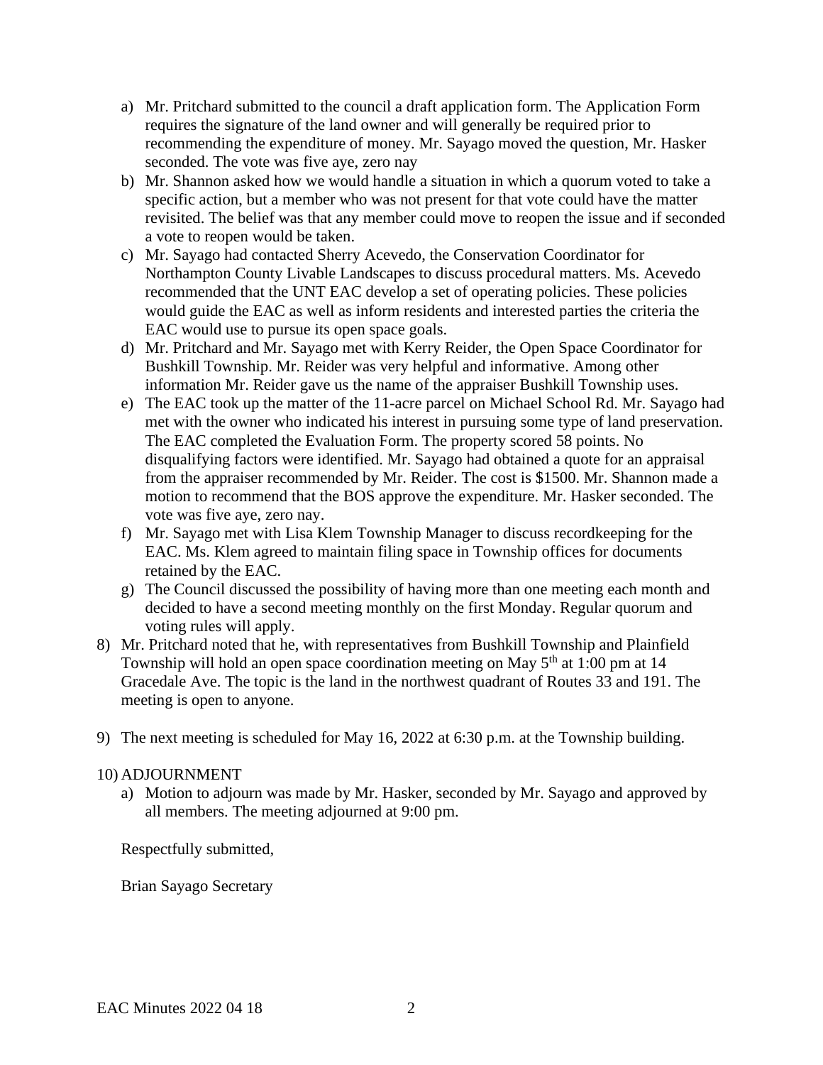a) Mr. Pritchard submitted to the council a draft application form. The Application Form requires the signature of the land owner and will generally be required prior to recommending the expenditure of money. Mr. Sayago moved the question, Mr. Hasker seconded. The vote was five aye, zero nay
b) Mr. Shannon asked how we would handle a situation in which a quorum voted to take a specific action, but a member who was not present for that vote could have the matter revisited. The belief was that any member could move to reopen the issue and if seconded a vote to reopen would be taken.
c) Mr. Sayago had contacted Sherry Acevedo, the Conservation Coordinator for Northampton County Livable Landscapes to discuss procedural matters. Ms. Acevedo recommended that the UNT EAC develop a set of operating policies. These policies would guide the EAC as well as inform residents and interested parties the criteria the EAC would use to pursue its open space goals.
d) Mr. Pritchard and Mr. Sayago met with Kerry Reider, the Open Space Coordinator for Bushkill Township. Mr. Reider was very helpful and informative. Among other information Mr. Reider gave us the name of the appraiser Bushkill Township uses.
e) The EAC took up the matter of the 11-acre parcel on Michael School Rd. Mr. Sayago had met with the owner who indicated his interest in pursuing some type of land preservation. The EAC completed the Evaluation Form. The property scored 58 points. No disqualifying factors were identified. Mr. Sayago had obtained a quote for an appraisal from the appraiser recommended by Mr. Reider. The cost is $1500. Mr. Shannon made a motion to recommend that the BOS approve the expenditure. Mr. Hasker seconded. The vote was five aye, zero nay.
f) Mr. Sayago met with Lisa Klem Township Manager to discuss recordkeeping for the EAC. Ms. Klem agreed to maintain filing space in Township offices for documents retained by the EAC.
g) The Council discussed the possibility of having more than one meeting each month and decided to have a second meeting monthly on the first Monday. Regular quorum and voting rules will apply.

8) Mr. Pritchard noted that he, with representatives from Bushkill Township and Plainfield Township will hold an open space coordination meeting on May 5th at 1:00 pm at 14 Gracedale Ave. The topic is the land in the northwest quadrant of Routes 33 and 191. The meeting is open to anyone.

9) The next meeting is scheduled for May 16, 2022 at 6:30 p.m. at the Township building.

10) ADJOURNMENT
a) Motion to adjourn was made by Mr. Hasker, seconded by Mr. Sayago and approved by all members. The meeting adjourned at 9:00 pm.

Respectfully submitted,

Brian Sayago Secretary